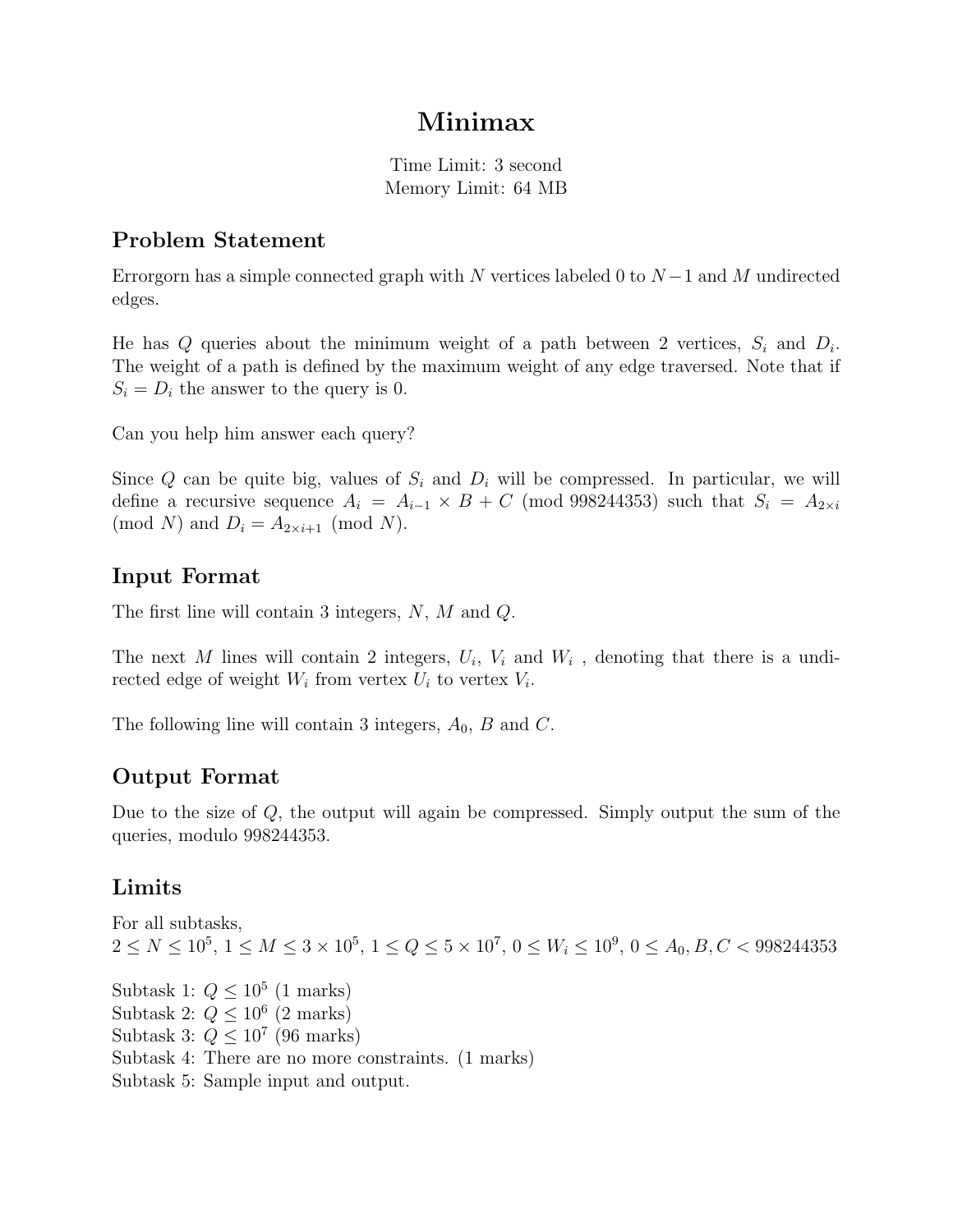# Minimax

Time Limit: 3 second
Memory Limit: 64 MB

## Problem Statement

Errorgorn has a simple connected graph with $N$ vertices labeled 0 to $N-1$ and $M$ undirected edges.

He has $Q$ queries about the minimum weight of a path between 2 vertices, $S_i$ and $D_i$. The weight of a path is defined by the maximum weight of any edge traversed. Note that if $S_i = D_i$ the answer to the query is 0.

Can you help him answer each query?

Since $Q$ can be quite big, values of $S_i$ and $D_i$ will be compressed. In particular, we will define a recursive sequence $A_i = A_{i-1} \times B + C \pmod{998244353}$ such that $S_i = A_{2\times i} \pmod{N}$ and $D_i = A_{2\times i+1} \pmod{N}$.

## Input Format

The first line will contain 3 integers, $N$, $M$ and $Q$.

The next $M$ lines will contain 2 integers, $U_i$, $V_i$ and $W_i$ , denoting that there is a undirected edge of weight $W_i$ from vertex $U_i$ to vertex $V_i$.

The following line will contain 3 integers, $A_0$, $B$ and $C$.

## Output Format

Due to the size of $Q$, the output will again be compressed. Simply output the sum of the queries, modulo 998244353.

## Limits

For all subtasks,
$2 \leq N \leq 10^5$, $1 \leq M \leq 3 \times 10^5$, $1 \leq Q \leq 5 \times 10^7$, $0 \leq W_i \leq 10^9$, $0 \leq A_0, B, C < 998244353$

Subtask 1: $Q \leq 10^5$ (1 marks)
Subtask 2: $Q \leq 10^6$ (2 marks)
Subtask 3: $Q \leq 10^7$ (96 marks)
Subtask 4: There are no more constraints. (1 marks)
Subtask 5: Sample input and output.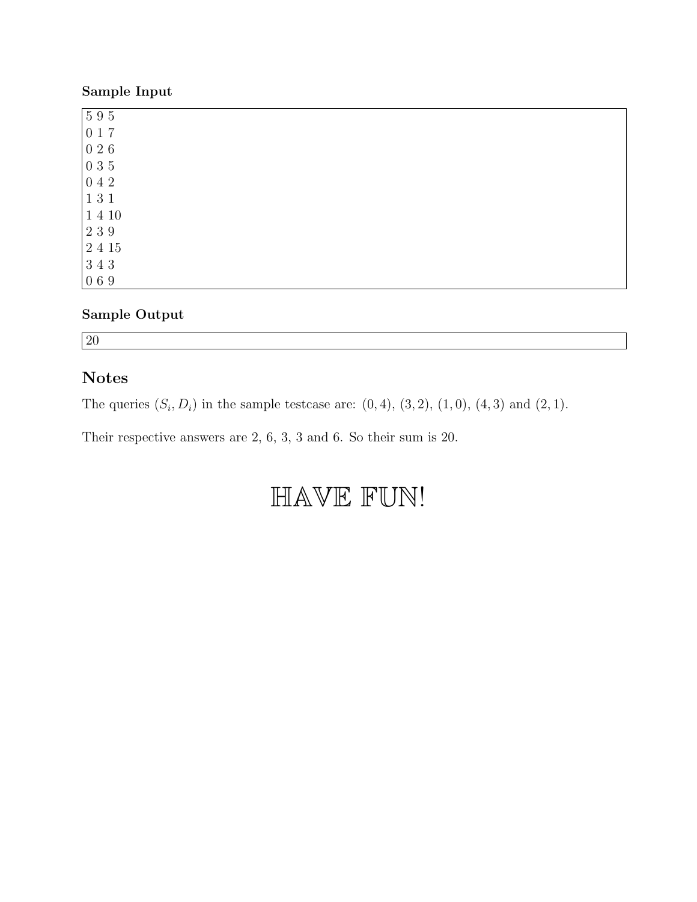**Sample Input**

```
5 9 5
0 1 7
0 2 6
0 3 5
0 4 2
1 3 1
1 4 10
2 3 9
2 4 15
3 4 3
0 6 9
```

**Sample Output**

```
20
```

## Notes

The queries $(S_i, D_i)$ in the sample testcase are: $(0, 4)$, $(3, 2)$, $(1, 0)$, $(4, 3)$ and $(2, 1)$.

Their respective answers are 2, 6, 3, 3 and 6. So their sum is 20.

# HAVE FUN!